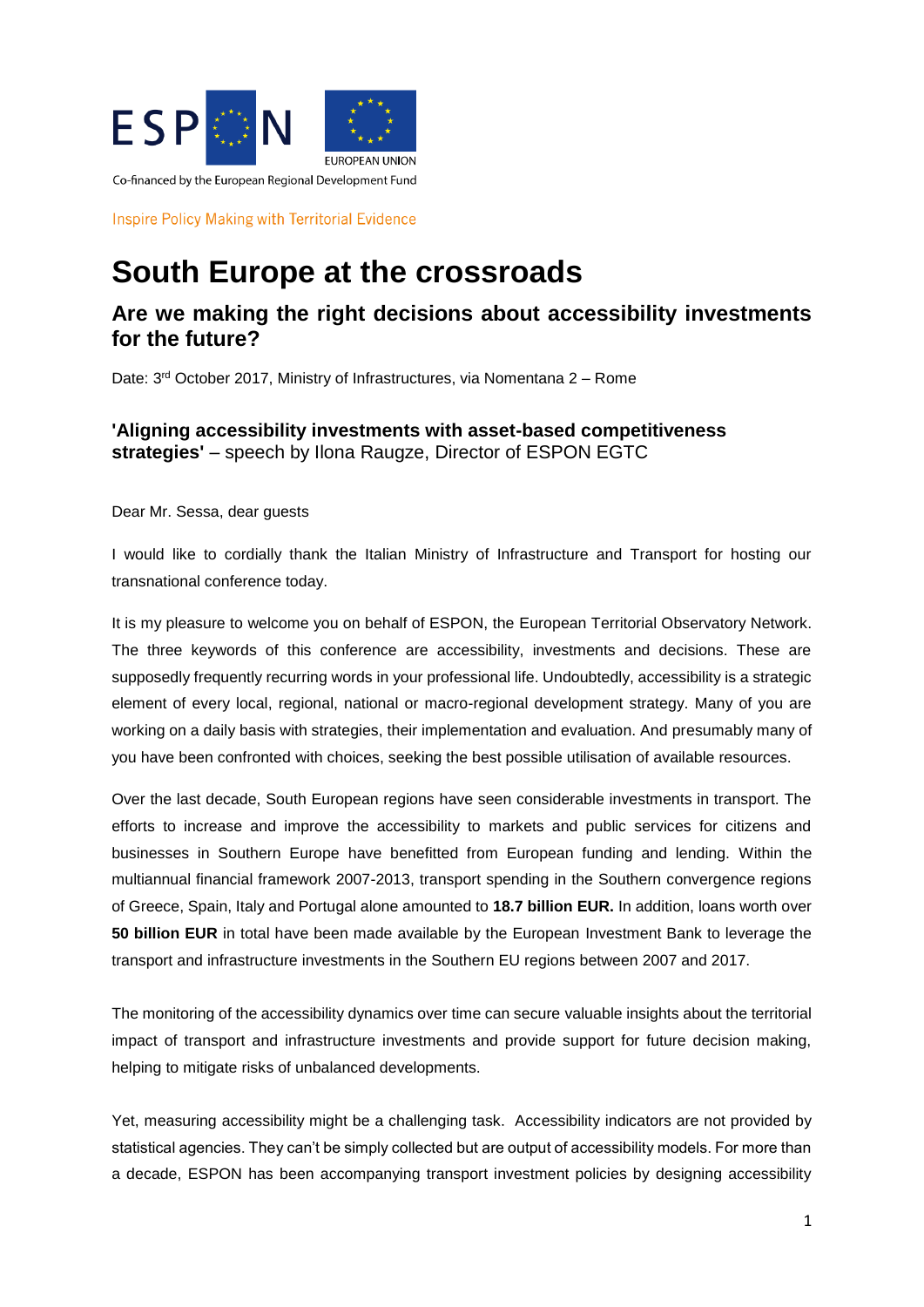ESPON

EUROPEAN UNION

Co-financed by the European Regional Development Fund

Inspire Policy Making with Territorial Evidence

# South Europe at the crossroads

## Are we making the right decisions about accessibility investments for the future?

Date: 3rd October 2017, Ministry of Infrastructures, via Nomentana 2 – Rome

### 'Aligning accessibility investments with asset-based competitiveness strategies' – speech by Ilona Raugze, Director of ESPON EGTC

Dear Mr. Sessa, dear guests

I would like to cordially thank the Italian Ministry of Infrastructure and Transport for hosting our transnational conference today.

It is my pleasure to welcome you on behalf of ESPON, the European Territorial Observatory Network. The three keywords of this conference are accessibility, investments and decisions. These are supposedly frequently recurring words in your professional life. Undoubtedly, accessibility is a strategic element of every local, regional, national or macro-regional development strategy. Many of you are working on a daily basis with strategies, their implementation and evaluation. And presumably many of you have been confronted with choices, seeking the best possible utilisation of available resources.

Over the last decade, South European regions have seen considerable investments in transport. The efforts to increase and improve the accessibility to markets and public services for citizens and businesses in Southern Europe have benefitted from European funding and lending. Within the multiannual financial framework 2007-2013, transport spending in the Southern convergence regions of Greece, Spain, Italy and Portugal alone amounted to **18.7 billion EUR.** In addition, loans worth over **50 billion EUR** in total have been made available by the European Investment Bank to leverage the transport and infrastructure investments in the Southern EU regions between 2007 and 2017.

The monitoring of the accessibility dynamics over time can secure valuable insights about the territorial impact of transport and infrastructure investments and provide support for future decision making, helping to mitigate risks of unbalanced developments.

Yet, measuring accessibility might be a challenging task. Accessibility indicators are not provided by statistical agencies. They can't be simply collected but are output of accessibility models. For more than a decade, ESPON has been accompanying transport investment policies by designing accessibility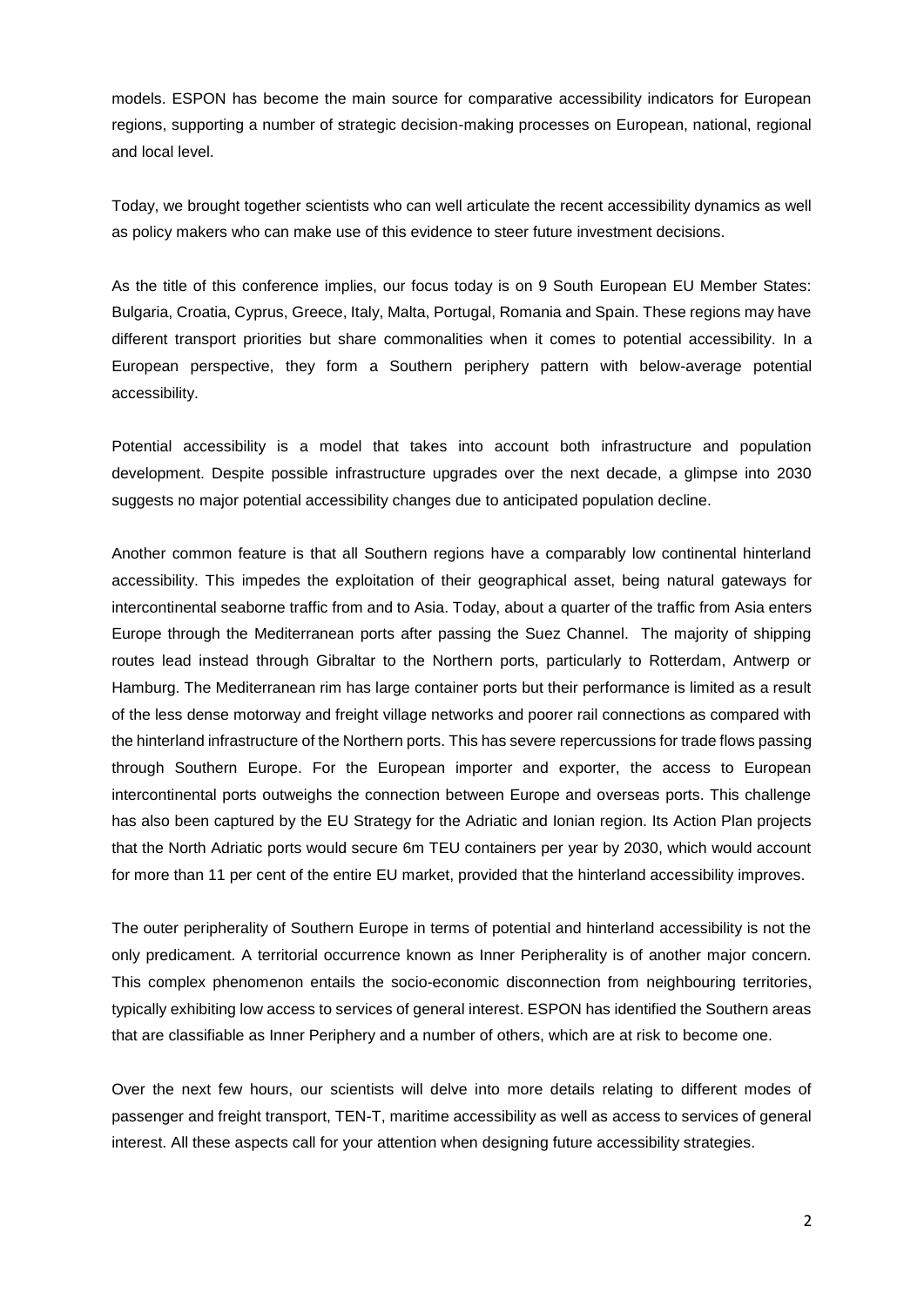models. ESPON has become the main source for comparative accessibility indicators for European regions, supporting a number of strategic decision-making processes on European, national, regional and local level.

Today, we brought together scientists who can well articulate the recent accessibility dynamics as well as policy makers who can make use of this evidence to steer future investment decisions.

As the title of this conference implies, our focus today is on 9 South European EU Member States: Bulgaria, Croatia, Cyprus, Greece, Italy, Malta, Portugal, Romania and Spain. These regions may have different transport priorities but share commonalities when it comes to potential accessibility. In a European perspective, they form a Southern periphery pattern with below-average potential accessibility.

Potential accessibility is a model that takes into account both infrastructure and population development. Despite possible infrastructure upgrades over the next decade, a glimpse into 2030 suggests no major potential accessibility changes due to anticipated population decline.

Another common feature is that all Southern regions have a comparably low continental hinterland accessibility. This impedes the exploitation of their geographical asset, being natural gateways for intercontinental seaborne traffic from and to Asia. Today, about a quarter of the traffic from Asia enters Europe through the Mediterranean ports after passing the Suez Channel. The majority of shipping routes lead instead through Gibraltar to the Northern ports, particularly to Rotterdam, Antwerp or Hamburg. The Mediterranean rim has large container ports but their performance is limited as a result of the less dense motorway and freight village networks and poorer rail connections as compared with the hinterland infrastructure of the Northern ports. This has severe repercussions for trade flows passing through Southern Europe. For the European importer and exporter, the access to European intercontinental ports outweighs the connection between Europe and overseas ports. This challenge has also been captured by the EU Strategy for the Adriatic and Ionian region. Its Action Plan projects that the North Adriatic ports would secure 6m TEU containers per year by 2030, which would account for more than 11 per cent of the entire EU market, provided that the hinterland accessibility improves.

The outer peripherality of Southern Europe in terms of potential and hinterland accessibility is not the only predicament. A territorial occurrence known as Inner Peripherality is of another major concern. This complex phenomenon entails the socio-economic disconnection from neighbouring territories, typically exhibiting low access to services of general interest. ESPON has identified the Southern areas that are classifiable as Inner Periphery and a number of others, which are at risk to become one.

Over the next few hours, our scientists will delve into more details relating to different modes of passenger and freight transport, TEN-T, maritime accessibility as well as access to services of general interest. All these aspects call for your attention when designing future accessibility strategies.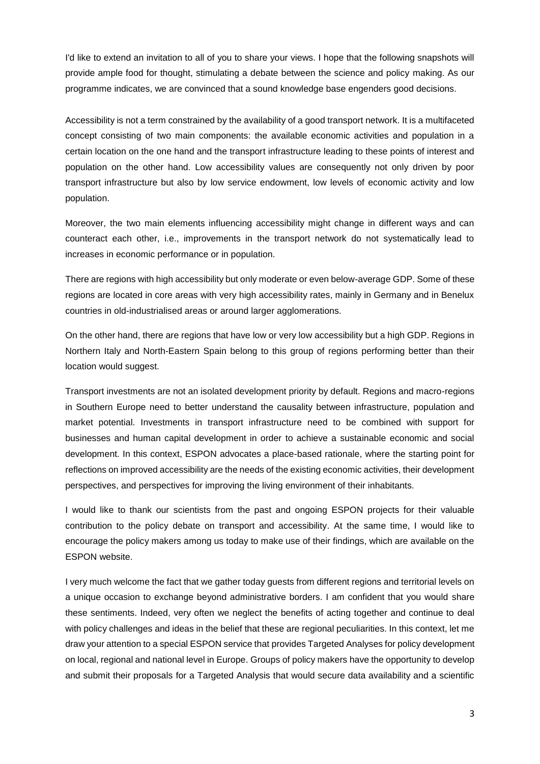I'd like to extend an invitation to all of you to share your views. I hope that the following snapshots will provide ample food for thought, stimulating a debate between the science and policy making. As our programme indicates, we are convinced that a sound knowledge base engenders good decisions.

Accessibility is not a term constrained by the availability of a good transport network. It is a multifaceted concept consisting of two main components: the available economic activities and population in a certain location on the one hand and the transport infrastructure leading to these points of interest and population on the other hand. Low accessibility values are consequently not only driven by poor transport infrastructure but also by low service endowment, low levels of economic activity and low population.

Moreover, the two main elements influencing accessibility might change in different ways and can counteract each other, i.e., improvements in the transport network do not systematically lead to increases in economic performance or in population.

There are regions with high accessibility but only moderate or even below-average GDP. Some of these regions are located in core areas with very high accessibility rates, mainly in Germany and in Benelux countries in old-industrialised areas or around larger agglomerations.

On the other hand, there are regions that have low or very low accessibility but a high GDP. Regions in Northern Italy and North-Eastern Spain belong to this group of regions performing better than their location would suggest.

Transport investments are not an isolated development priority by default. Regions and macro-regions in Southern Europe need to better understand the causality between infrastructure, population and market potential. Investments in transport infrastructure need to be combined with support for businesses and human capital development in order to achieve a sustainable economic and social development. In this context, ESPON advocates a place-based rationale, where the starting point for reflections on improved accessibility are the needs of the existing economic activities, their development perspectives, and perspectives for improving the living environment of their inhabitants.

I would like to thank our scientists from the past and ongoing ESPON projects for their valuable contribution to the policy debate on transport and accessibility. At the same time, I would like to encourage the policy makers among us today to make use of their findings, which are available on the ESPON website.

I very much welcome the fact that we gather today guests from different regions and territorial levels on a unique occasion to exchange beyond administrative borders. I am confident that you would share these sentiments. Indeed, very often we neglect the benefits of acting together and continue to deal with policy challenges and ideas in the belief that these are regional peculiarities. In this context, let me draw your attention to a special ESPON service that provides Targeted Analyses for policy development on local, regional and national level in Europe. Groups of policy makers have the opportunity to develop and submit their proposals for a Targeted Analysis that would secure data availability and a scientific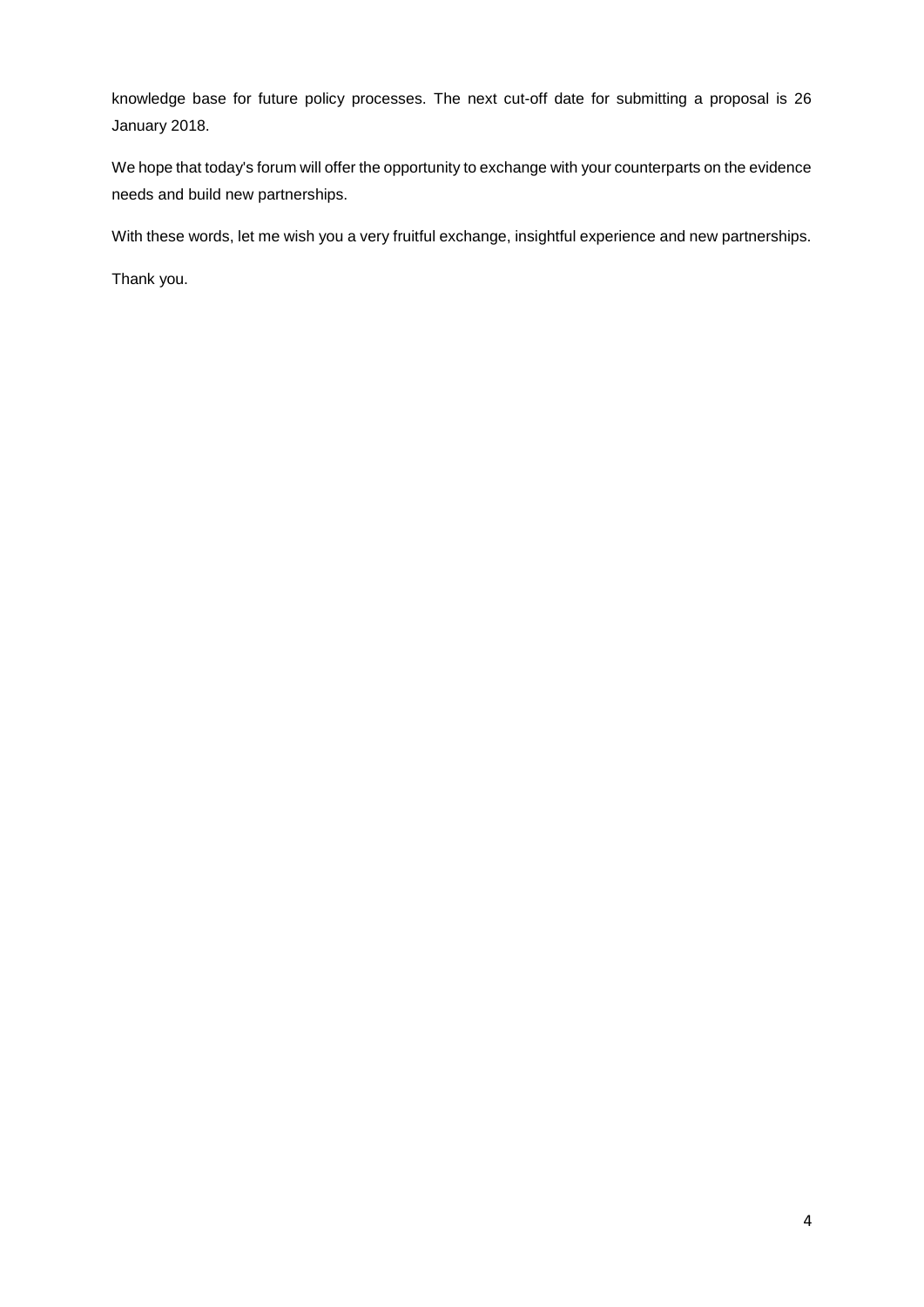knowledge base for future policy processes. The next cut-off date for submitting a proposal is 26 January 2018.

We hope that today's forum will offer the opportunity to exchange with your counterparts on the evidence needs and build new partnerships.

With these words, let me wish you a very fruitful exchange, insightful experience and new partnerships.

Thank you.